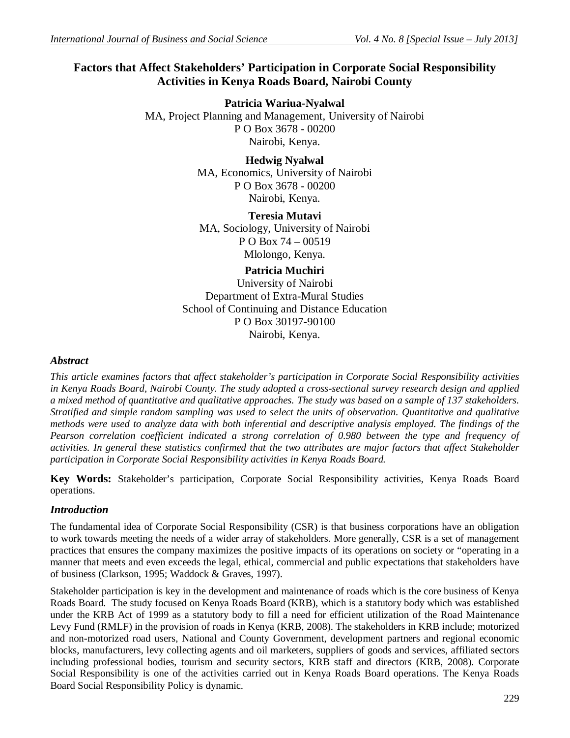# Factors that Affect Stakeholders' Participation in Corporate Social Responsibility Activities in Kenya Roads Board, Nairobi County

**Patricia Wariua-Nyalwal**
MA, Project Planning and Management, University of Nairobi
P O Box 3678 - 00200
Nairobi, Kenya.

**Hedwig Nyalwal**
MA, Economics, University of Nairobi
P O Box 3678 - 00200
Nairobi, Kenya.

**Teresia Mutavi**
MA, Sociology, University of Nairobi
P O Box 74 – 00519
Mlolongo, Kenya.

**Patricia Muchiri**
University of Nairobi
Department of Extra-Mural Studies
School of Continuing and Distance Education
P O Box 30197-90100
Nairobi, Kenya.

## *Abstract*

*This article examines factors that affect stakeholder's participation in Corporate Social Responsibility activities in Kenya Roads Board, Nairobi County. The study adopted a cross-sectional survey research design and applied a mixed method of quantitative and qualitative approaches. The study was based on a sample of 137 stakeholders. Stratified and simple random sampling was used to select the units of observation. Quantitative and qualitative methods were used to analyze data with both inferential and descriptive analysis employed. The findings of the Pearson correlation coefficient indicated a strong correlation of 0.980 between the type and frequency of activities. In general these statistics confirmed that the two attributes are major factors that affect Stakeholder participation in Corporate Social Responsibility activities in Kenya Roads Board.*

**Key Words:** Stakeholder's participation, Corporate Social Responsibility activities, Kenya Roads Board operations.

## *Introduction*

The fundamental idea of Corporate Social Responsibility (CSR) is that business corporations have an obligation to work towards meeting the needs of a wider array of stakeholders. More generally, CSR is a set of management practices that ensures the company maximizes the positive impacts of its operations on society or "operating in a manner that meets and even exceeds the legal, ethical, commercial and public expectations that stakeholders have of business (Clarkson, 1995; Waddock & Graves, 1997).

Stakeholder participation is key in the development and maintenance of roads which is the core business of Kenya Roads Board. The study focused on Kenya Roads Board (KRB), which is a statutory body which was established under the KRB Act of 1999 as a statutory body to fill a need for efficient utilization of the Road Maintenance Levy Fund (RMLF) in the provision of roads in Kenya (KRB, 2008). The stakeholders in KRB include; motorized and non-motorized road users, National and County Government, development partners and regional economic blocks, manufacturers, levy collecting agents and oil marketers, suppliers of goods and services, affiliated sectors including professional bodies, tourism and security sectors, KRB staff and directors (KRB, 2008). Corporate Social Responsibility is one of the activities carried out in Kenya Roads Board operations. The Kenya Roads Board Social Responsibility Policy is dynamic.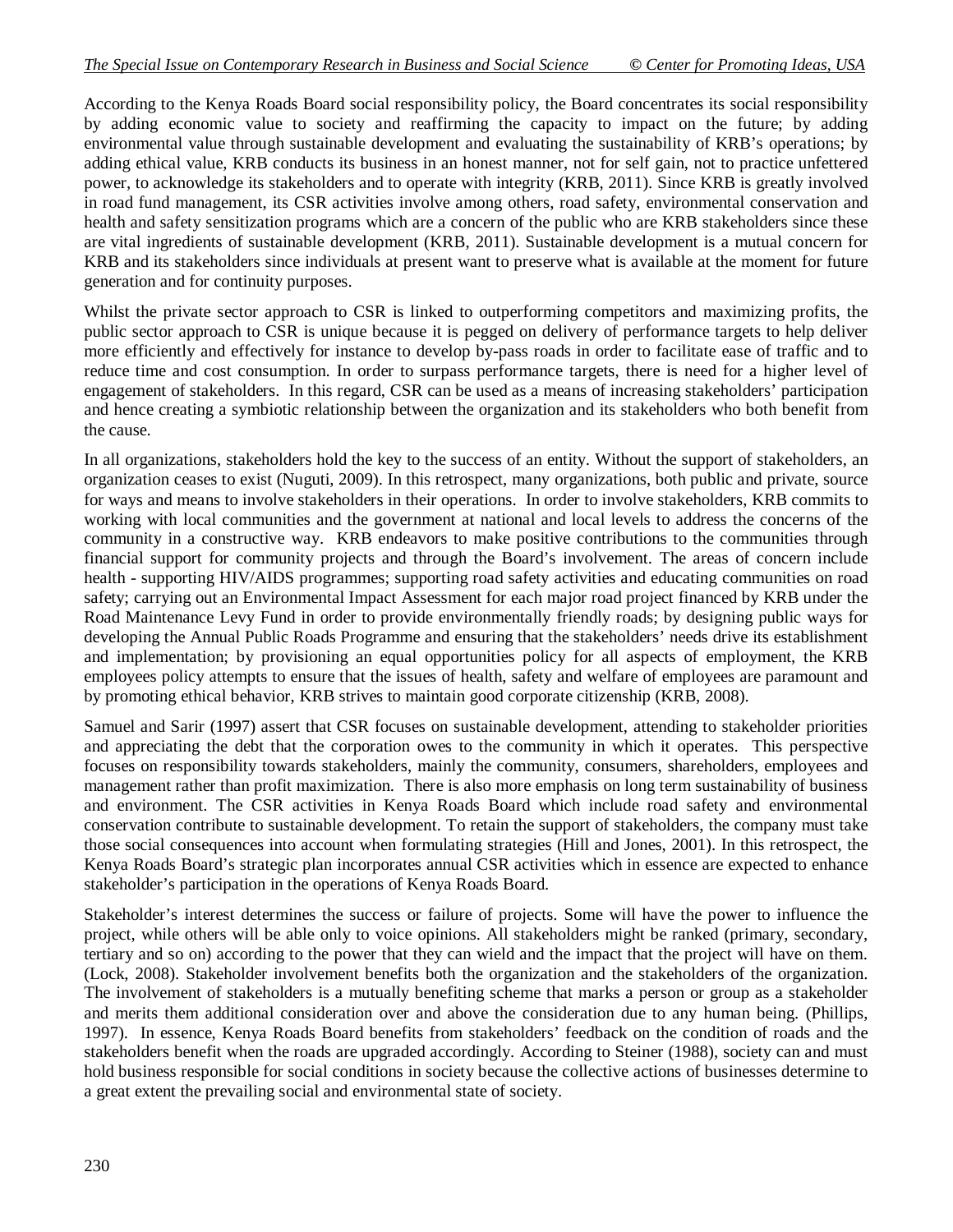According to the Kenya Roads Board social responsibility policy, the Board concentrates its social responsibility by adding economic value to society and reaffirming the capacity to impact on the future; by adding environmental value through sustainable development and evaluating the sustainability of KRB's operations; by adding ethical value, KRB conducts its business in an honest manner, not for self gain, not to practice unfettered power, to acknowledge its stakeholders and to operate with integrity (KRB, 2011). Since KRB is greatly involved in road fund management, its CSR activities involve among others, road safety, environmental conservation and health and safety sensitization programs which are a concern of the public who are KRB stakeholders since these are vital ingredients of sustainable development (KRB, 2011). Sustainable development is a mutual concern for KRB and its stakeholders since individuals at present want to preserve what is available at the moment for future generation and for continuity purposes.

Whilst the private sector approach to CSR is linked to outperforming competitors and maximizing profits, the public sector approach to CSR is unique because it is pegged on delivery of performance targets to help deliver more efficiently and effectively for instance to develop by-pass roads in order to facilitate ease of traffic and to reduce time and cost consumption. In order to surpass performance targets, there is need for a higher level of engagement of stakeholders. In this regard, CSR can be used as a means of increasing stakeholders' participation and hence creating a symbiotic relationship between the organization and its stakeholders who both benefit from the cause.

In all organizations, stakeholders hold the key to the success of an entity. Without the support of stakeholders, an organization ceases to exist (Nuguti, 2009). In this retrospect, many organizations, both public and private, source for ways and means to involve stakeholders in their operations. In order to involve stakeholders, KRB commits to working with local communities and the government at national and local levels to address the concerns of the community in a constructive way. KRB endeavors to make positive contributions to the communities through financial support for community projects and through the Board's involvement. The areas of concern include health - supporting HIV/AIDS programmes; supporting road safety activities and educating communities on road safety; carrying out an Environmental Impact Assessment for each major road project financed by KRB under the Road Maintenance Levy Fund in order to provide environmentally friendly roads; by designing public ways for developing the Annual Public Roads Programme and ensuring that the stakeholders' needs drive its establishment and implementation; by provisioning an equal opportunities policy for all aspects of employment, the KRB employees policy attempts to ensure that the issues of health, safety and welfare of employees are paramount and by promoting ethical behavior, KRB strives to maintain good corporate citizenship (KRB, 2008).

Samuel and Sarir (1997) assert that CSR focuses on sustainable development, attending to stakeholder priorities and appreciating the debt that the corporation owes to the community in which it operates. This perspective focuses on responsibility towards stakeholders, mainly the community, consumers, shareholders, employees and management rather than profit maximization. There is also more emphasis on long term sustainability of business and environment. The CSR activities in Kenya Roads Board which include road safety and environmental conservation contribute to sustainable development. To retain the support of stakeholders, the company must take those social consequences into account when formulating strategies (Hill and Jones, 2001). In this retrospect, the Kenya Roads Board's strategic plan incorporates annual CSR activities which in essence are expected to enhance stakeholder's participation in the operations of Kenya Roads Board.

Stakeholder's interest determines the success or failure of projects. Some will have the power to influence the project, while others will be able only to voice opinions. All stakeholders might be ranked (primary, secondary, tertiary and so on) according to the power that they can wield and the impact that the project will have on them. (Lock, 2008). Stakeholder involvement benefits both the organization and the stakeholders of the organization. The involvement of stakeholders is a mutually benefiting scheme that marks a person or group as a stakeholder and merits them additional consideration over and above the consideration due to any human being. (Phillips, 1997). In essence, Kenya Roads Board benefits from stakeholders' feedback on the condition of roads and the stakeholders benefit when the roads are upgraded accordingly. According to Steiner (1988), society can and must hold business responsible for social conditions in society because the collective actions of businesses determine to a great extent the prevailing social and environmental state of society.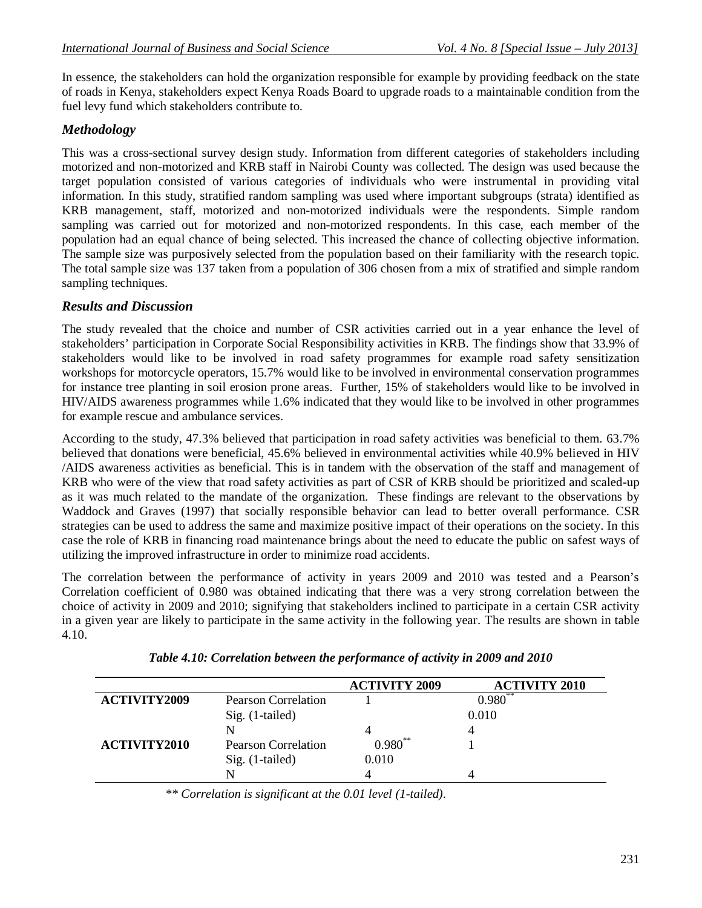In essence, the stakeholders can hold the organization responsible for example by providing feedback on the state of roads in Kenya, stakeholders expect Kenya Roads Board to upgrade roads to a maintainable condition from the fuel levy fund which stakeholders contribute to.

## *Methodology*

This was a cross-sectional survey design study. Information from different categories of stakeholders including motorized and non-motorized and KRB staff in Nairobi County was collected. The design was used because the target population consisted of various categories of individuals who were instrumental in providing vital information. In this study, stratified random sampling was used where important subgroups (strata) identified as KRB management, staff, motorized and non-motorized individuals were the respondents. Simple random sampling was carried out for motorized and non-motorized respondents. In this case, each member of the population had an equal chance of being selected. This increased the chance of collecting objective information. The sample size was purposively selected from the population based on their familiarity with the research topic. The total sample size was 137 taken from a population of 306 chosen from a mix of stratified and simple random sampling techniques.

## *Results and Discussion*

The study revealed that the choice and number of CSR activities carried out in a year enhance the level of stakeholders' participation in Corporate Social Responsibility activities in KRB. The findings show that 33.9% of stakeholders would like to be involved in road safety programmes for example road safety sensitization workshops for motorcycle operators, 15.7% would like to be involved in environmental conservation programmes for instance tree planting in soil erosion prone areas. Further, 15% of stakeholders would like to be involved in HIV/AIDS awareness programmes while 1.6% indicated that they would like to be involved in other programmes for example rescue and ambulance services.

According to the study, 47.3% believed that participation in road safety activities was beneficial to them. 63.7% believed that donations were beneficial, 45.6% believed in environmental activities while 40.9% believed in HIV /AIDS awareness activities as beneficial. This is in tandem with the observation of the staff and management of KRB who were of the view that road safety activities as part of CSR of KRB should be prioritized and scaled-up as it was much related to the mandate of the organization. These findings are relevant to the observations by Waddock and Graves (1997) that socially responsible behavior can lead to better overall performance. CSR strategies can be used to address the same and maximize positive impact of their operations on the society. In this case the role of KRB in financing road maintenance brings about the need to educate the public on safest ways of utilizing the improved infrastructure in order to minimize road accidents.

The correlation between the performance of activity in years 2009 and 2010 was tested and a Pearson's Correlation coefficient of 0.980 was obtained indicating that there was a very strong correlation between the choice of activity in 2009 and 2010; signifying that stakeholders inclined to participate in a certain CSR activity in a given year are likely to participate in the same activity in the following year. The results are shown in table 4.10.

*Table 4.10: Correlation between the performance of activity in 2009 and 2010*

| | | ACTIVITY 2009 | ACTIVITY 2010 |
|---|---|---|---|
| **ACTIVITY2009** | Pearson Correlation | 1 | 0.980** |
| | Sig. (1-tailed) | | 0.010 |
| | N | 4 | 4 |
| **ACTIVITY2010** | Pearson Correlation | 0.980** | 1 |
| | Sig. (1-tailed) | 0.010 | |
| | N | 4 | 4 |

*\*\* Correlation is significant at the 0.01 level (1-tailed).*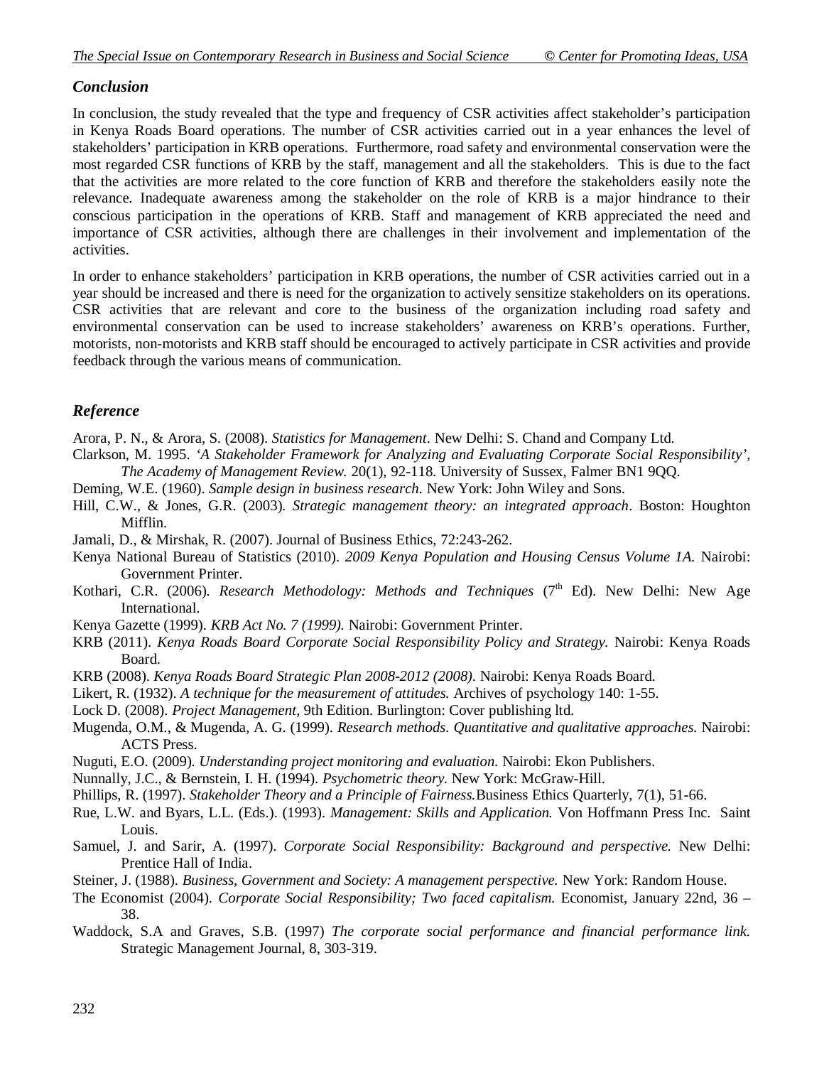## *Conclusion*

In conclusion, the study revealed that the type and frequency of CSR activities affect stakeholder's participation in Kenya Roads Board operations. The number of CSR activities carried out in a year enhances the level of stakeholders' participation in KRB operations. Furthermore, road safety and environmental conservation were the most regarded CSR functions of KRB by the staff, management and all the stakeholders. This is due to the fact that the activities are more related to the core function of KRB and therefore the stakeholders easily note the relevance. Inadequate awareness among the stakeholder on the role of KRB is a major hindrance to their conscious participation in the operations of KRB. Staff and management of KRB appreciated the need and importance of CSR activities, although there are challenges in their involvement and implementation of the activities.

In order to enhance stakeholders' participation in KRB operations, the number of CSR activities carried out in a year should be increased and there is need for the organization to actively sensitize stakeholders on its operations. CSR activities that are relevant and core to the business of the organization including road safety and environmental conservation can be used to increase stakeholders' awareness on KRB's operations. Further, motorists, non-motorists and KRB staff should be encouraged to actively participate in CSR activities and provide feedback through the various means of communication.

## *Reference*

Arora, P. N., & Arora, S. (2008). *Statistics for Management*. New Delhi: S. Chand and Company Ltd.

Clarkson, M. 1995. *'A Stakeholder Framework for Analyzing and Evaluating Corporate Social Responsibility', The Academy of Management Review.* 20(1), 92-118. University of Sussex, Falmer BN1 9QQ.

Deming, W.E. (1960). *Sample design in business research.* New York: John Wiley and Sons.

Hill, C.W., & Jones, G.R. (2003). *Strategic management theory: an integrated approach*. Boston: Houghton Mifflin.

Jamali, D., & Mirshak, R. (2007). Journal of Business Ethics, 72:243-262.

Kenya National Bureau of Statistics (2010). *2009 Kenya Population and Housing Census Volume 1A.* Nairobi: Government Printer.

Kothari, C.R. (2006). *Research Methodology: Methods and Techniques* (7th Ed). New Delhi: New Age International.

Kenya Gazette (1999). *KRB Act No. 7 (1999).* Nairobi: Government Printer.

KRB (2011). *Kenya Roads Board Corporate Social Responsibility Policy and Strategy.* Nairobi: Kenya Roads Board.

KRB (2008). *Kenya Roads Board Strategic Plan 2008-2012 (2008)*. Nairobi: Kenya Roads Board.

Likert, R. (1932). *A technique for the measurement of attitudes.* Archives of psychology 140: 1-55.

Lock D. (2008). *Project Management,* 9th Edition. Burlington: Cover publishing ltd.

Mugenda, O.M., & Mugenda, A. G. (1999). *Research methods. Quantitative and qualitative approaches.* Nairobi: ACTS Press.

Nuguti, E.O. (2009). *Understanding project monitoring and evaluation.* Nairobi: Ekon Publishers.

Nunnally, J.C., & Bernstein, I. H. (1994). *Psychometric theory.* New York: McGraw-Hill.

Phillips, R. (1997). *Stakeholder Theory and a Principle of Fairness.*Business Ethics Quarterly, 7(1), 51-66.

Rue, L.W. and Byars, L.L. (Eds.). (1993). *Management: Skills and Application.* Von Hoffmann Press Inc. Saint Louis.

Samuel, J. and Sarir, A. (1997). *Corporate Social Responsibility: Background and perspective.* New Delhi: Prentice Hall of India.

Steiner, J. (1988). *Business, Government and Society: A management perspective.* New York: Random House.

The Economist (2004). *Corporate Social Responsibility; Two faced capitalism.* Economist, January 22nd, 36 – 38.

Waddock, S.A and Graves, S.B. (1997) *The corporate social performance and financial performance link.* Strategic Management Journal, 8, 303-319.